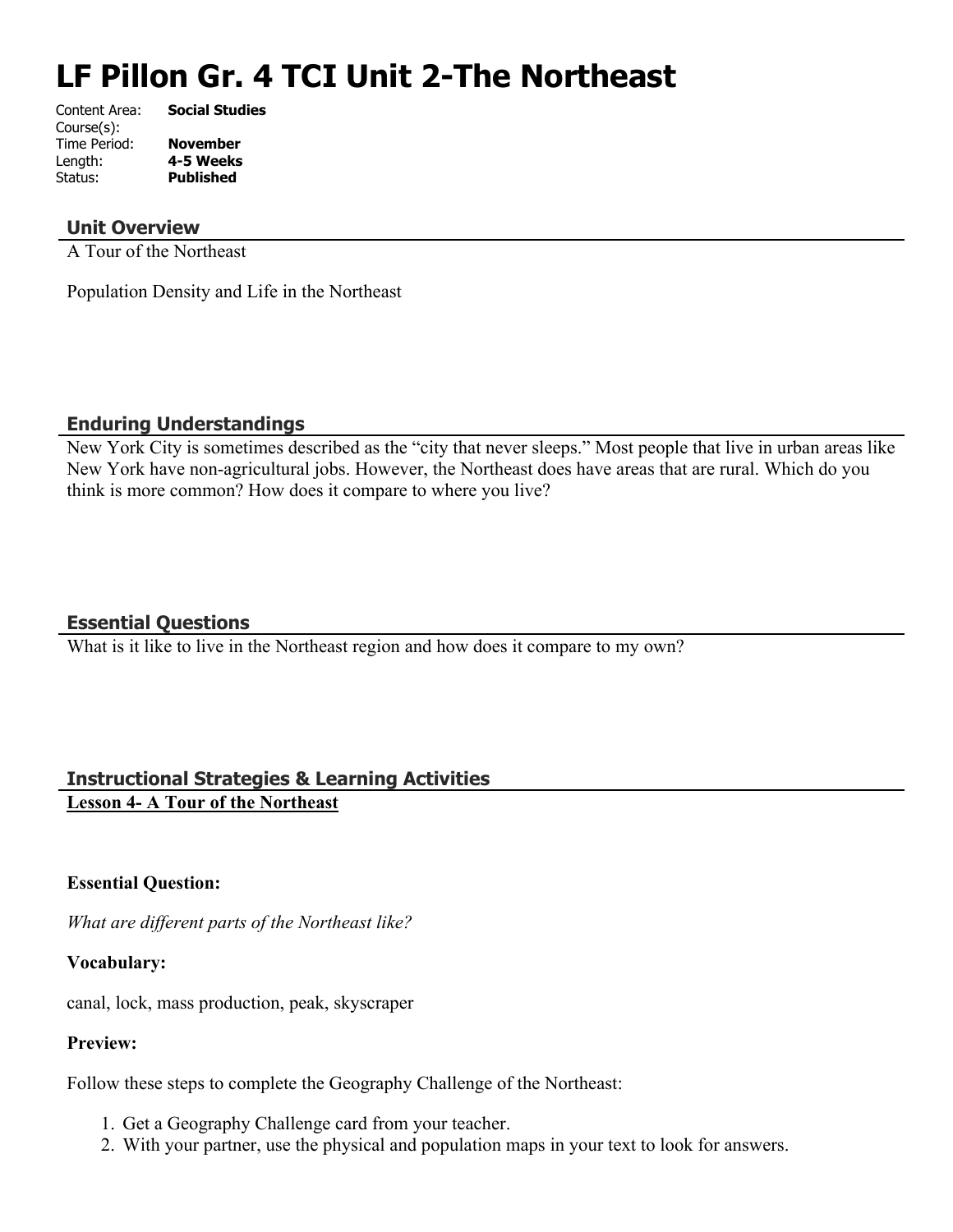# LF Pillon Gr. 4 TCI Unit 2-The Northeast

Content Area: **Social Studies**
Course(s):
Time Period: **November**
Length: **4-5 Weeks**
Status: **Published**

## Unit Overview

A Tour of the Northeast

Population Density and Life in the Northeast

## Enduring Understandings

New York City is sometimes described as the "city that never sleeps." Most people that live in urban areas like New York have non-agricultural jobs. However, the Northeast does have areas that are rural. Which do you think is more common? How does it compare to where you live?

## Essential Questions

What is it like to live in the Northeast region and how does it compare to my own?

## Instructional Strategies & Learning Activities

**Lesson 4- A Tour of the Northeast**

**Essential Question:**

*What are different parts of the Northeast like?*

**Vocabulary:**

canal, lock, mass production, peak, skyscraper

**Preview:**

Follow these steps to complete the Geography Challenge of the Northeast:

1. Get a Geography Challenge card from your teacher.
2. With your partner, use the physical and population maps in your text to look for answers.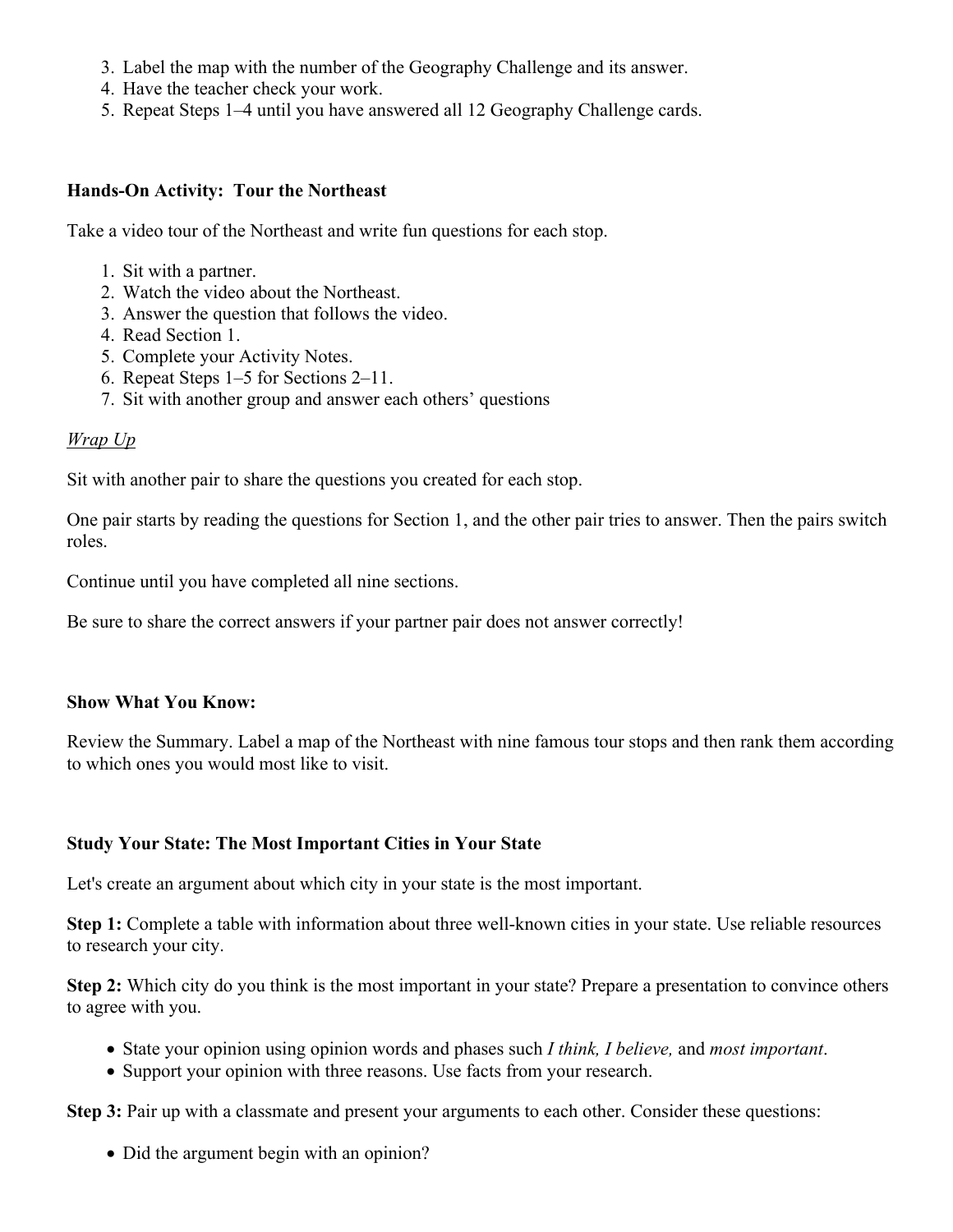3. Label the map with the number of the Geography Challenge and its answer.
4. Have the teacher check your work.
5. Repeat Steps 1–4 until you have answered all 12 Geography Challenge cards.

**Hands-On Activity: Tour the Northeast**

Take a video tour of the Northeast and write fun questions for each stop.

1. Sit with a partner.
2. Watch the video about the Northeast.
3. Answer the question that follows the video.
4. Read Section 1.
5. Complete your Activity Notes.
6. Repeat Steps 1–5 for Sections 2–11.
7. Sit with another group and answer each others' questions

*Wrap Up*

Sit with another pair to share the questions you created for each stop.

One pair starts by reading the questions for Section 1, and the other pair tries to answer. Then the pairs switch roles.

Continue until you have completed all nine sections.

Be sure to share the correct answers if your partner pair does not answer correctly!

**Show What You Know:**

Review the Summary. Label a map of the Northeast with nine famous tour stops and then rank them according to which ones you would most like to visit.

**Study Your State: The Most Important Cities in Your State**

Let's create an argument about which city in your state is the most important.

**Step 1:** Complete a table with information about three well-known cities in your state. Use reliable resources to research your city.

**Step 2:** Which city do you think is the most important in your state? Prepare a presentation to convince others to agree with you.

- State your opinion using opinion words and phases such *I think, I believe,* and *most important*.
- Support your opinion with three reasons. Use facts from your research.

**Step 3:** Pair up with a classmate and present your arguments to each other. Consider these questions:

- Did the argument begin with an opinion?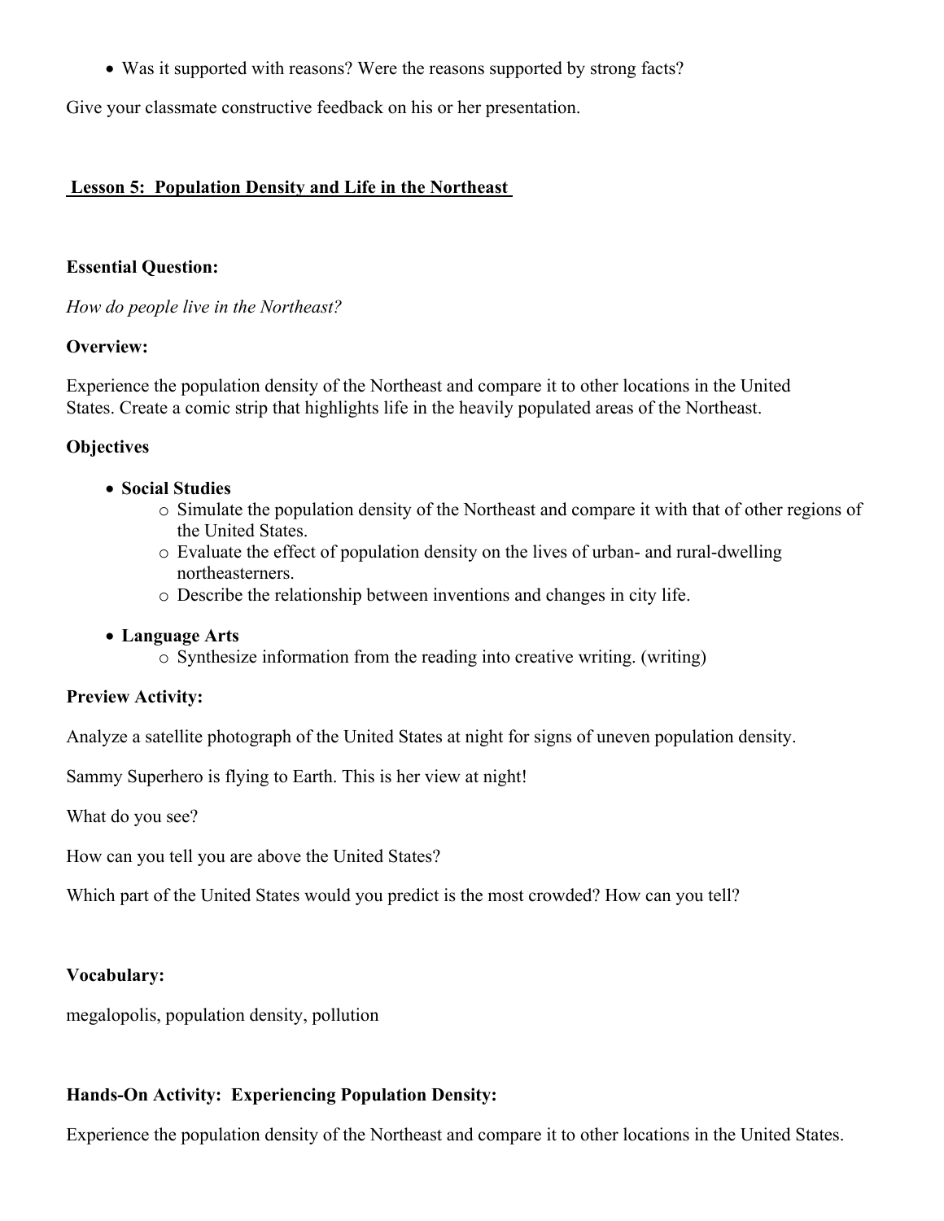- Was it supported with reasons? Were the reasons supported by strong facts?

Give your classmate constructive feedback on his or her presentation.

## Lesson 5: Population Density and Life in the Northeast

**Essential Question:**

*How do people live in the Northeast?*

**Overview:**

Experience the population density of the Northeast and compare it to other locations in the United States. Create a comic strip that highlights life in the heavily populated areas of the Northeast.

**Objectives**

- **Social Studies**
  - Simulate the population density of the Northeast and compare it with that of other regions of the United States.
  - Evaluate the effect of population density on the lives of urban- and rural-dwelling northeasterners.
  - Describe the relationship between inventions and changes in city life.
- **Language Arts**
  - Synthesize information from the reading into creative writing. (writing)

**Preview Activity:**

Analyze a satellite photograph of the United States at night for signs of uneven population density.

Sammy Superhero is flying to Earth. This is her view at night!

What do you see?

How can you tell you are above the United States?

Which part of the United States would you predict is the most crowded? How can you tell?

**Vocabulary:**

megalopolis, population density, pollution

**Hands-On Activity: Experiencing Population Density:**

Experience the population density of the Northeast and compare it to other locations in the United States.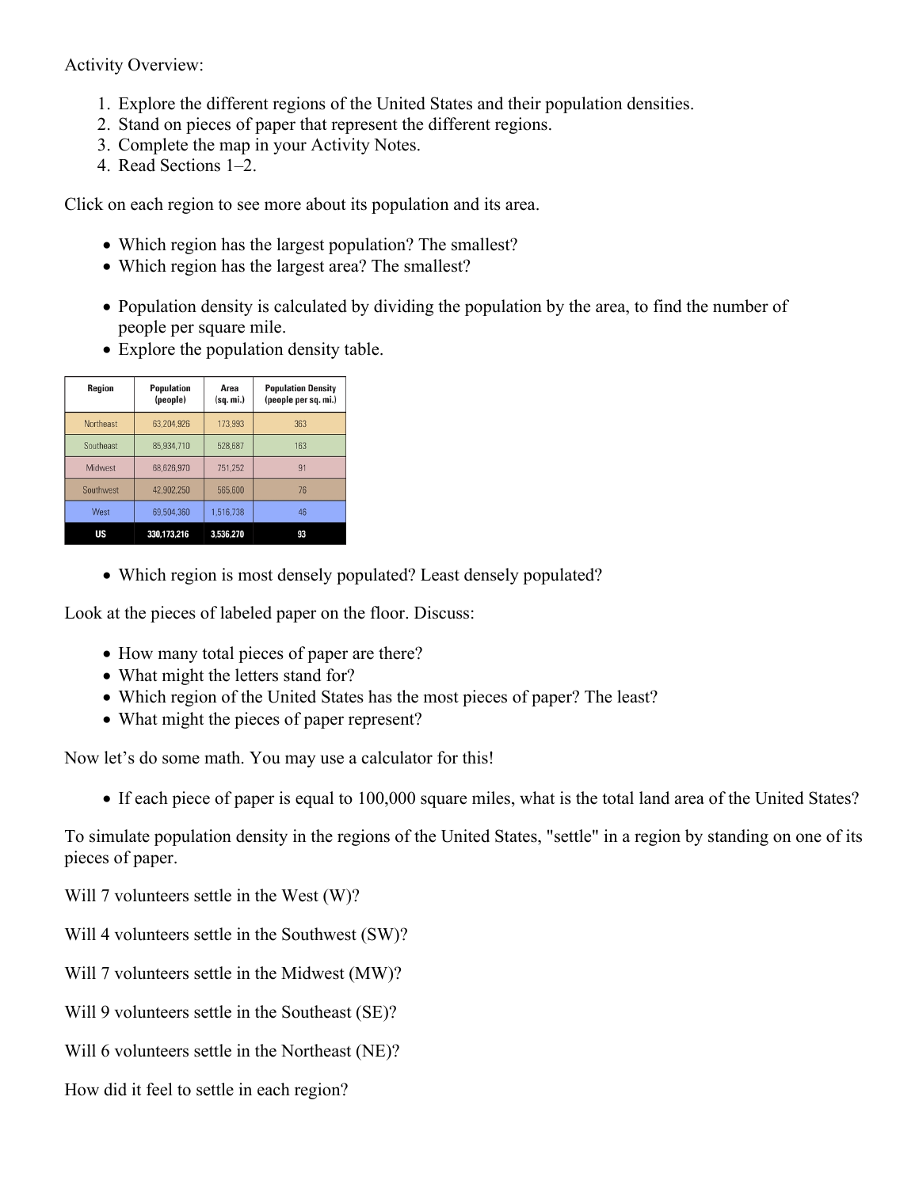Activity Overview:

1. Explore the different regions of the United States and their population densities.
2. Stand on pieces of paper that represent the different regions.
3. Complete the map in your Activity Notes.
4. Read Sections 1–2.

Click on each region to see more about its population and its area.

- Which region has the largest population? The smallest?
- Which region has the largest area? The smallest?

- Population density is calculated by dividing the population by the area, to find the number of people per square mile.
- Explore the population density table.

| Region | Population (people) | Area (sq. mi.) | Population Density (people per sq. mi.) |
|---|---|---|---|
| Northeast | 63,204,926 | 173,993 | 363 |
| Southeast | 85,934,710 | 528,687 | 163 |
| Midwest | 68,626,970 | 751,252 | 91 |
| Southwest | 42,902,250 | 565,600 | 76 |
| West | 69,504,360 | 1,516,738 | 46 |
| **US** | **330,173,216** | **3,536,270** | **93** |

- Which region is most densely populated? Least densely populated?

Look at the pieces of labeled paper on the floor. Discuss:

- How many total pieces of paper are there?
- What might the letters stand for?
- Which region of the United States has the most pieces of paper? The least?
- What might the pieces of paper represent?

Now let's do some math. You may use a calculator for this!

- If each piece of paper is equal to 100,000 square miles, what is the total land area of the United States?

To simulate population density in the regions of the United States, "settle" in a region by standing on one of its pieces of paper.

Will 7 volunteers settle in the West (W)?

Will 4 volunteers settle in the Southwest (SW)?

Will 7 volunteers settle in the Midwest (MW)?

Will 9 volunteers settle in the Southeast (SE)?

Will 6 volunteers settle in the Northeast (NE)?

How did it feel to settle in each region?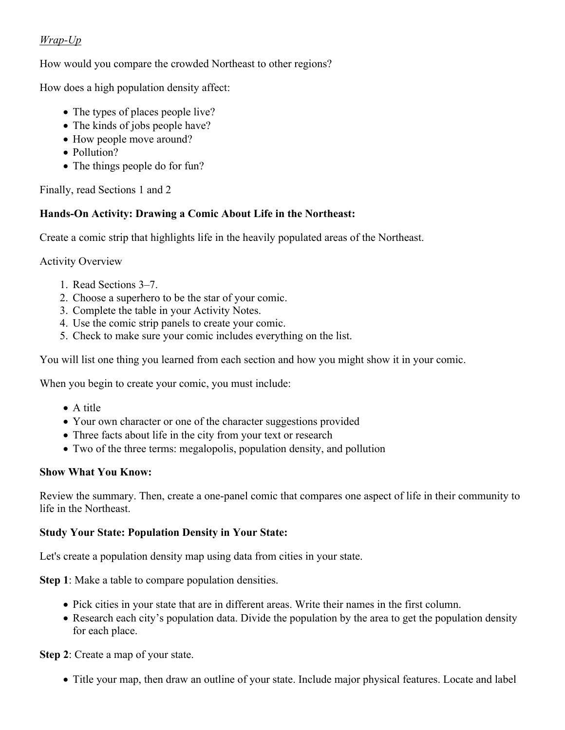*Wrap-Up*

How would you compare the crowded Northeast to other regions?

How does a high population density affect:

- The types of places people live?
- The kinds of jobs people have?
- How people move around?
- Pollution?
- The things people do for fun?

Finally, read Sections 1 and 2

**Hands-On Activity: Drawing a Comic About Life in the Northeast:**

Create a comic strip that highlights life in the heavily populated areas of the Northeast.

Activity Overview

1. Read Sections 3–7.
2. Choose a superhero to be the star of your comic.
3. Complete the table in your Activity Notes.
4. Use the comic strip panels to create your comic.
5. Check to make sure your comic includes everything on the list.

You will list one thing you learned from each section and how you might show it in your comic.

When you begin to create your comic, you must include:

- A title
- Your own character or one of the character suggestions provided
- Three facts about life in the city from your text or research
- Two of the three terms: megalopolis, population density, and pollution

**Show What You Know:**

Review the summary. Then, create a one-panel comic that compares one aspect of life in their community to life in the Northeast.

**Study Your State: Population Density in Your State:**

Let's create a population density map using data from cities in your state.

**Step 1**: Make a table to compare population densities.

- Pick cities in your state that are in different areas. Write their names in the first column.
- Research each city's population data. Divide the population by the area to get the population density for each place.

**Step 2**: Create a map of your state.

- Title your map, then draw an outline of your state. Include major physical features. Locate and label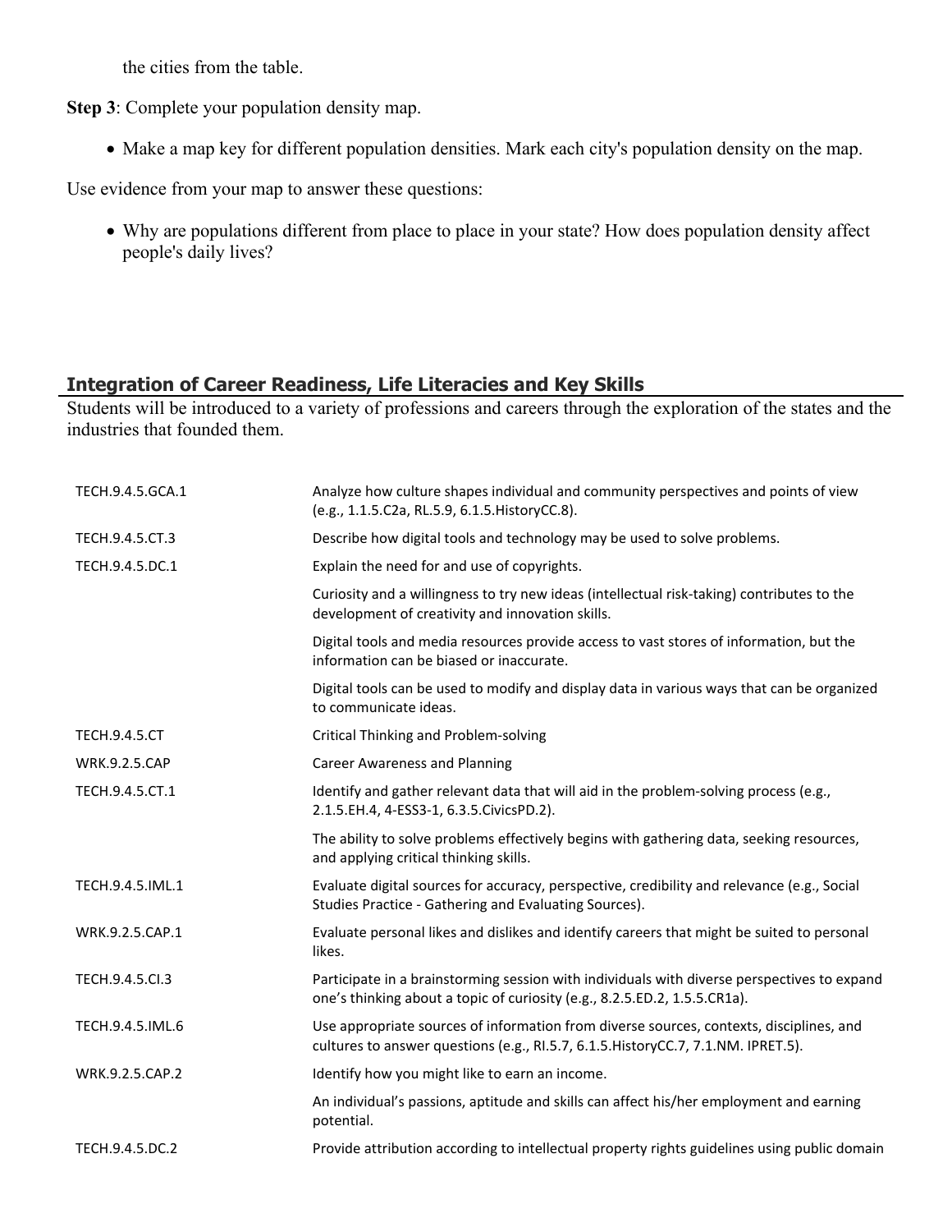the cities from the table.

**Step 3**: Complete your population density map.

- Make a map key for different population densities. Mark each city's population density on the map.

Use evidence from your map to answer these questions:

- Why are populations different from place to place in your state? How does population density affect people's daily lives?

## Integration of Career Readiness, Life Literacies and Key Skills

Students will be introduced to a variety of professions and careers through the exploration of the states and the industries that founded them.

| | |
|---|---|
| TECH.9.4.5.GCA.1 | Analyze how culture shapes individual and community perspectives and points of view (e.g., 1.1.5.C2a, RL.5.9, 6.1.5.HistoryCC.8). |
| TECH.9.4.5.CT.3 | Describe how digital tools and technology may be used to solve problems. |
| TECH.9.4.5.DC.1 | Explain the need for and use of copyrights. |
| | Curiosity and a willingness to try new ideas (intellectual risk-taking) contributes to the development of creativity and innovation skills. |
| | Digital tools and media resources provide access to vast stores of information, but the information can be biased or inaccurate. |
| | Digital tools can be used to modify and display data in various ways that can be organized to communicate ideas. |
| TECH.9.4.5.CT | Critical Thinking and Problem-solving |
| WRK.9.2.5.CAP | Career Awareness and Planning |
| TECH.9.4.5.CT.1 | Identify and gather relevant data that will aid in the problem-solving process (e.g., 2.1.5.EH.4, 4-ESS3-1, 6.3.5.CivicsPD.2). |
| | The ability to solve problems effectively begins with gathering data, seeking resources, and applying critical thinking skills. |
| TECH.9.4.5.IML.1 | Evaluate digital sources for accuracy, perspective, credibility and relevance (e.g., Social Studies Practice - Gathering and Evaluating Sources). |
| WRK.9.2.5.CAP.1 | Evaluate personal likes and dislikes and identify careers that might be suited to personal likes. |
| TECH.9.4.5.CI.3 | Participate in a brainstorming session with individuals with diverse perspectives to expand one's thinking about a topic of curiosity (e.g., 8.2.5.ED.2, 1.5.5.CR1a). |
| TECH.9.4.5.IML.6 | Use appropriate sources of information from diverse sources, contexts, disciplines, and cultures to answer questions (e.g., RI.5.7, 6.1.5.HistoryCC.7, 7.1.NM. IPRET.5). |
| WRK.9.2.5.CAP.2 | Identify how you might like to earn an income. |
| | An individual's passions, aptitude and skills can affect his/her employment and earning potential. |
| TECH.9.4.5.DC.2 | Provide attribution according to intellectual property rights guidelines using public domain |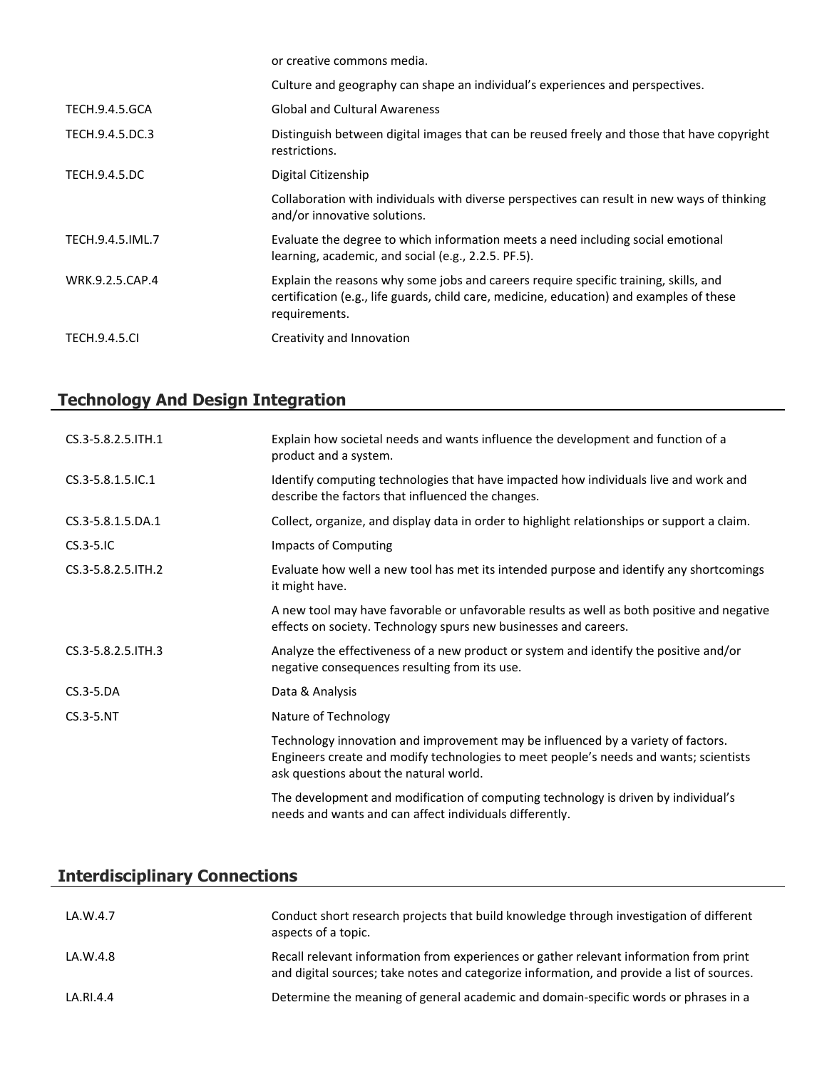| | |
|---|---|
| | or creative commons media. |
| | Culture and geography can shape an individual's experiences and perspectives. |
| TECH.9.4.5.GCA | Global and Cultural Awareness |
| TECH.9.4.5.DC.3 | Distinguish between digital images that can be reused freely and those that have copyright restrictions. |
| TECH.9.4.5.DC | Digital Citizenship |
| | Collaboration with individuals with diverse perspectives can result in new ways of thinking and/or innovative solutions. |
| TECH.9.4.5.IML.7 | Evaluate the degree to which information meets a need including social emotional learning, academic, and social (e.g., 2.2.5. PF.5). |
| WRK.9.2.5.CAP.4 | Explain the reasons why some jobs and careers require specific training, skills, and certification (e.g., life guards, child care, medicine, education) and examples of these requirements. |
| TECH.9.4.5.CI | Creativity and Innovation |

## Technology And Design Integration

| | |
|---|---|
| CS.3-5.8.2.5.ITH.1 | Explain how societal needs and wants influence the development and function of a product and a system. |
| CS.3-5.8.1.5.IC.1 | Identify computing technologies that have impacted how individuals live and work and describe the factors that influenced the changes. |
| CS.3-5.8.1.5.DA.1 | Collect, organize, and display data in order to highlight relationships or support a claim. |
| CS.3-5.IC | Impacts of Computing |
| CS.3-5.8.2.5.ITH.2 | Evaluate how well a new tool has met its intended purpose and identify any shortcomings it might have. |
| | A new tool may have favorable or unfavorable results as well as both positive and negative effects on society. Technology spurs new businesses and careers. |
| CS.3-5.8.2.5.ITH.3 | Analyze the effectiveness of a new product or system and identify the positive and/or negative consequences resulting from its use. |
| CS.3-5.DA | Data & Analysis |
| CS.3-5.NT | Nature of Technology |
| | Technology innovation and improvement may be influenced by a variety of factors. Engineers create and modify technologies to meet people's needs and wants; scientists ask questions about the natural world. |
| | The development and modification of computing technology is driven by individual's needs and wants and can affect individuals differently. |

## Interdisciplinary Connections

| | |
|---|---|
| LA.W.4.7 | Conduct short research projects that build knowledge through investigation of different aspects of a topic. |
| LA.W.4.8 | Recall relevant information from experiences or gather relevant information from print and digital sources; take notes and categorize information, and provide a list of sources. |
| LA.RI.4.4 | Determine the meaning of general academic and domain-specific words or phrases in a |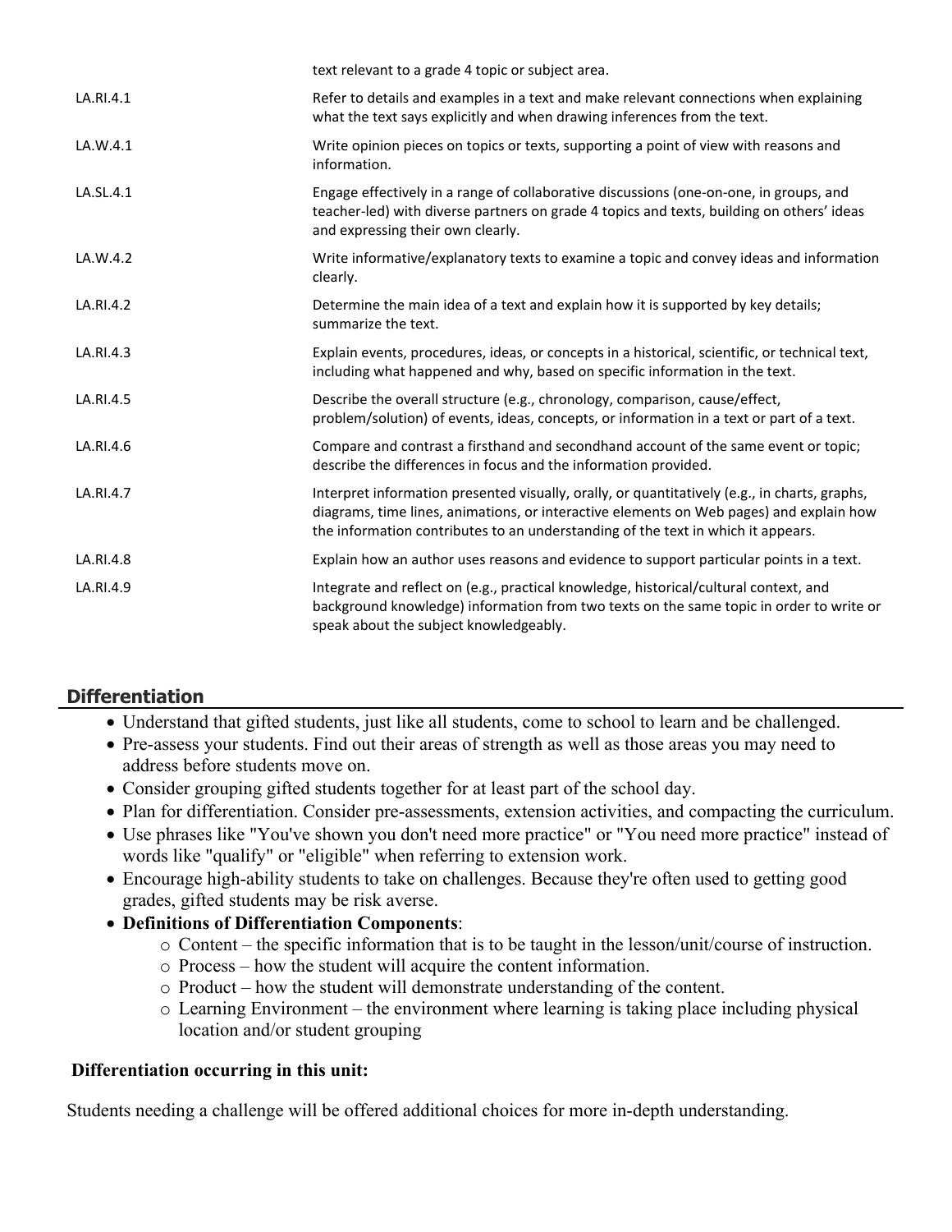| | |
|---|---|
| | text relevant to a grade 4 topic or subject area. |
| LA.RI.4.1 | Refer to details and examples in a text and make relevant connections when explaining what the text says explicitly and when drawing inferences from the text. |
| LA.W.4.1 | Write opinion pieces on topics or texts, supporting a point of view with reasons and information. |
| LA.SL.4.1 | Engage effectively in a range of collaborative discussions (one-on-one, in groups, and teacher-led) with diverse partners on grade 4 topics and texts, building on others' ideas and expressing their own clearly. |
| LA.W.4.2 | Write informative/explanatory texts to examine a topic and convey ideas and information clearly. |
| LA.RI.4.2 | Determine the main idea of a text and explain how it is supported by key details; summarize the text. |
| LA.RI.4.3 | Explain events, procedures, ideas, or concepts in a historical, scientific, or technical text, including what happened and why, based on specific information in the text. |
| LA.RI.4.5 | Describe the overall structure (e.g., chronology, comparison, cause/effect, problem/solution) of events, ideas, concepts, or information in a text or part of a text. |
| LA.RI.4.6 | Compare and contrast a firsthand and secondhand account of the same event or topic; describe the differences in focus and the information provided. |
| LA.RI.4.7 | Interpret information presented visually, orally, or quantitatively (e.g., in charts, graphs, diagrams, time lines, animations, or interactive elements on Web pages) and explain how the information contributes to an understanding of the text in which it appears. |
| LA.RI.4.8 | Explain how an author uses reasons and evidence to support particular points in a text. |
| LA.RI.4.9 | Integrate and reflect on (e.g., practical knowledge, historical/cultural context, and background knowledge) information from two texts on the same topic in order to write or speak about the subject knowledgeably. |

## Differentiation

- Understand that gifted students, just like all students, come to school to learn and be challenged.
- Pre-assess your students. Find out their areas of strength as well as those areas you may need to address before students move on.
- Consider grouping gifted students together for at least part of the school day.
- Plan for differentiation. Consider pre-assessments, extension activities, and compacting the curriculum.
- Use phrases like "You've shown you don't need more practice" or "You need more practice" instead of words like "qualify" or "eligible" when referring to extension work.
- Encourage high-ability students to take on challenges. Because they're often used to getting good grades, gifted students may be risk averse.
- **Definitions of Differentiation Components**:
  - Content – the specific information that is to be taught in the lesson/unit/course of instruction.
  - Process – how the student will acquire the content information.
  - Product – how the student will demonstrate understanding of the content.
  - Learning Environment – the environment where learning is taking place including physical location and/or student grouping

**Differentiation occurring in this unit:**

Students needing a challenge will be offered additional choices for more in-depth understanding.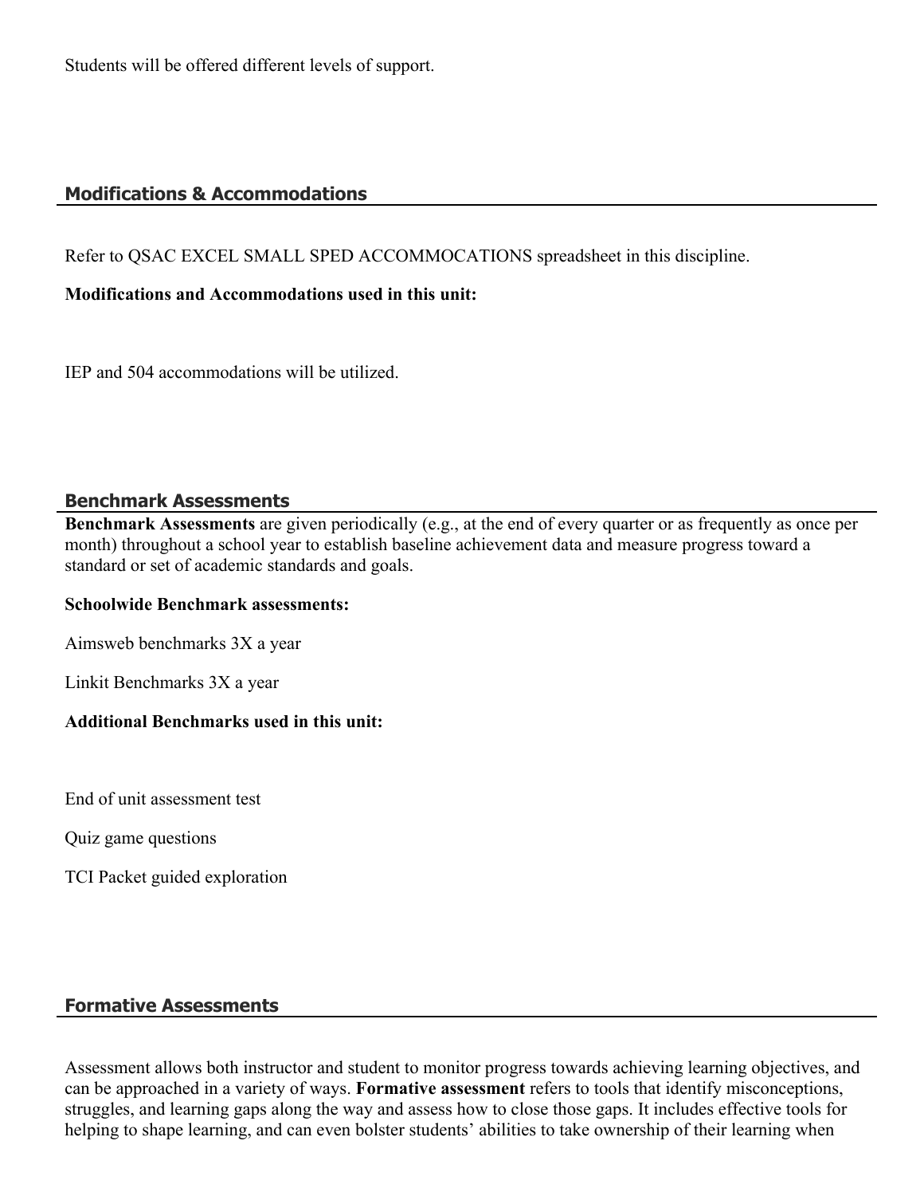Students will be offered different levels of support.

## Modifications & Accommodations

Refer to QSAC EXCEL SMALL SPED ACCOMMOCATIONS spreadsheet in this discipline.

**Modifications and Accommodations used in this unit:**

IEP and 504 accommodations will be utilized.

## Benchmark Assessments

**Benchmark Assessments** are given periodically (e.g., at the end of every quarter or as frequently as once per month) throughout a school year to establish baseline achievement data and measure progress toward a standard or set of academic standards and goals.

**Schoolwide Benchmark assessments:**

Aimsweb benchmarks 3X a year

Linkit Benchmarks 3X a year

**Additional Benchmarks used in this unit:**

End of unit assessment test

Quiz game questions

TCI Packet guided exploration

## Formative Assessments

Assessment allows both instructor and student to monitor progress towards achieving learning objectives, and can be approached in a variety of ways. **Formative assessment** refers to tools that identify misconceptions, struggles, and learning gaps along the way and assess how to close those gaps. It includes effective tools for helping to shape learning, and can even bolster students' abilities to take ownership of their learning when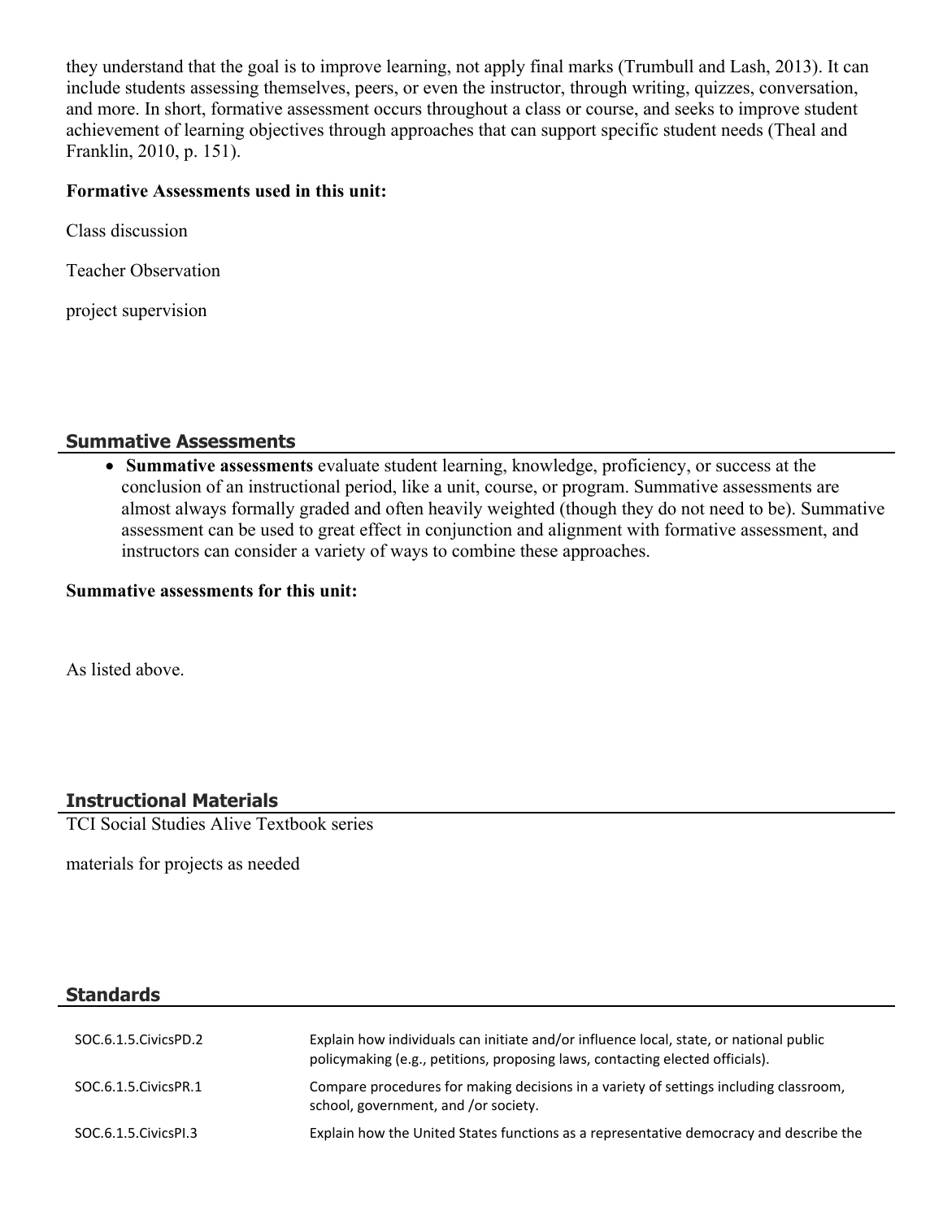they understand that the goal is to improve learning, not apply final marks (Trumbull and Lash, 2013). It can include students assessing themselves, peers, or even the instructor, through writing, quizzes, conversation, and more. In short, formative assessment occurs throughout a class or course, and seeks to improve student achievement of learning objectives through approaches that can support specific student needs (Theal and Franklin, 2010, p. 151).

**Formative Assessments used in this unit:**

Class discussion

Teacher Observation

project supervision

## Summative Assessments

- **Summative assessments** evaluate student learning, knowledge, proficiency, or success at the conclusion of an instructional period, like a unit, course, or program. Summative assessments are almost always formally graded and often heavily weighted (though they do not need to be). Summative assessment can be used to great effect in conjunction and alignment with formative assessment, and instructors can consider a variety of ways to combine these approaches.

**Summative assessments for this unit:**

As listed above.

## Instructional Materials

TCI Social Studies Alive Textbook series

materials for projects as needed

## Standards

| | |
|---|---|
| SOC.6.1.5.CivicsPD.2 | Explain how individuals can initiate and/or influence local, state, or national public policymaking (e.g., petitions, proposing laws, contacting elected officials). |
| SOC.6.1.5.CivicsPR.1 | Compare procedures for making decisions in a variety of settings including classroom, school, government, and /or society. |
| SOC.6.1.5.CivicsPI.3 | Explain how the United States functions as a representative democracy and describe the |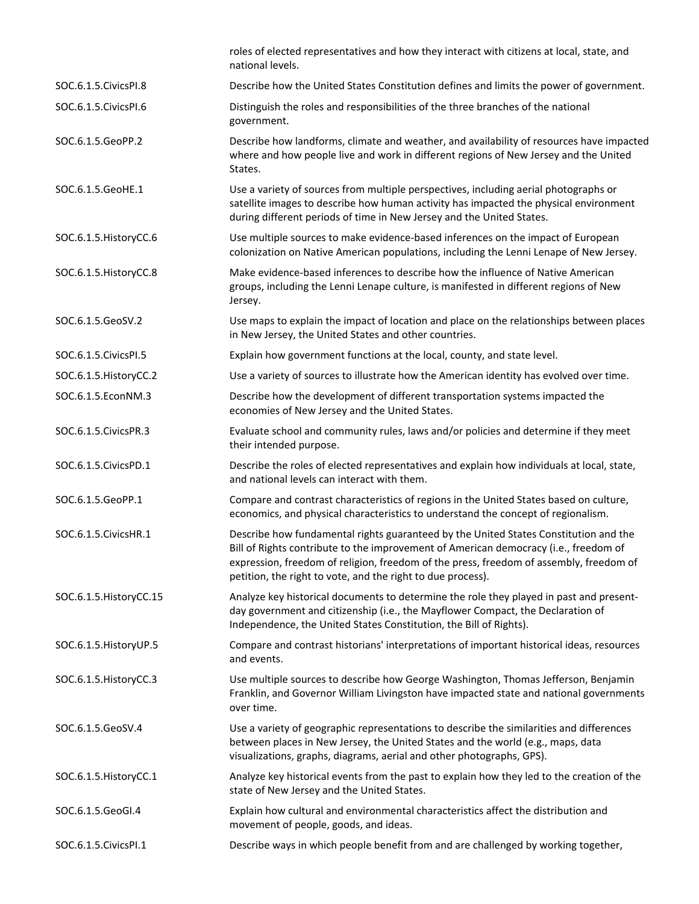| | |
|---|---|
| | roles of elected representatives and how they interact with citizens at local, state, and national levels. |
| SOC.6.1.5.CivicsPI.8 | Describe how the United States Constitution defines and limits the power of government. |
| SOC.6.1.5.CivicsPI.6 | Distinguish the roles and responsibilities of the three branches of the national government. |
| SOC.6.1.5.GeoPP.2 | Describe how landforms, climate and weather, and availability of resources have impacted where and how people live and work in different regions of New Jersey and the United States. |
| SOC.6.1.5.GeoHE.1 | Use a variety of sources from multiple perspectives, including aerial photographs or satellite images to describe how human activity has impacted the physical environment during different periods of time in New Jersey and the United States. |
| SOC.6.1.5.HistoryCC.6 | Use multiple sources to make evidence-based inferences on the impact of European colonization on Native American populations, including the Lenni Lenape of New Jersey. |
| SOC.6.1.5.HistoryCC.8 | Make evidence-based inferences to describe how the influence of Native American groups, including the Lenni Lenape culture, is manifested in different regions of New Jersey. |
| SOC.6.1.5.GeoSV.2 | Use maps to explain the impact of location and place on the relationships between places in New Jersey, the United States and other countries. |
| SOC.6.1.5.CivicsPI.5 | Explain how government functions at the local, county, and state level. |
| SOC.6.1.5.HistoryCC.2 | Use a variety of sources to illustrate how the American identity has evolved over time. |
| SOC.6.1.5.EconNM.3 | Describe how the development of different transportation systems impacted the economies of New Jersey and the United States. |
| SOC.6.1.5.CivicsPR.3 | Evaluate school and community rules, laws and/or policies and determine if they meet their intended purpose. |
| SOC.6.1.5.CivicsPD.1 | Describe the roles of elected representatives and explain how individuals at local, state, and national levels can interact with them. |
| SOC.6.1.5.GeoPP.1 | Compare and contrast characteristics of regions in the United States based on culture, economics, and physical characteristics to understand the concept of regionalism. |
| SOC.6.1.5.CivicsHR.1 | Describe how fundamental rights guaranteed by the United States Constitution and the Bill of Rights contribute to the improvement of American democracy (i.e., freedom of expression, freedom of religion, freedom of the press, freedom of assembly, freedom of petition, the right to vote, and the right to due process). |
| SOC.6.1.5.HistoryCC.15 | Analyze key historical documents to determine the role they played in past and present-day government and citizenship (i.e., the Mayflower Compact, the Declaration of Independence, the United States Constitution, the Bill of Rights). |
| SOC.6.1.5.HistoryUP.5 | Compare and contrast historians' interpretations of important historical ideas, resources and events. |
| SOC.6.1.5.HistoryCC.3 | Use multiple sources to describe how George Washington, Thomas Jefferson, Benjamin Franklin, and Governor William Livingston have impacted state and national governments over time. |
| SOC.6.1.5.GeoSV.4 | Use a variety of geographic representations to describe the similarities and differences between places in New Jersey, the United States and the world (e.g., maps, data visualizations, graphs, diagrams, aerial and other photographs, GPS). |
| SOC.6.1.5.HistoryCC.1 | Analyze key historical events from the past to explain how they led to the creation of the state of New Jersey and the United States. |
| SOC.6.1.5.GeoGI.4 | Explain how cultural and environmental characteristics affect the distribution and movement of people, goods, and ideas. |
| SOC.6.1.5.CivicsPI.1 | Describe ways in which people benefit from and are challenged by working together, |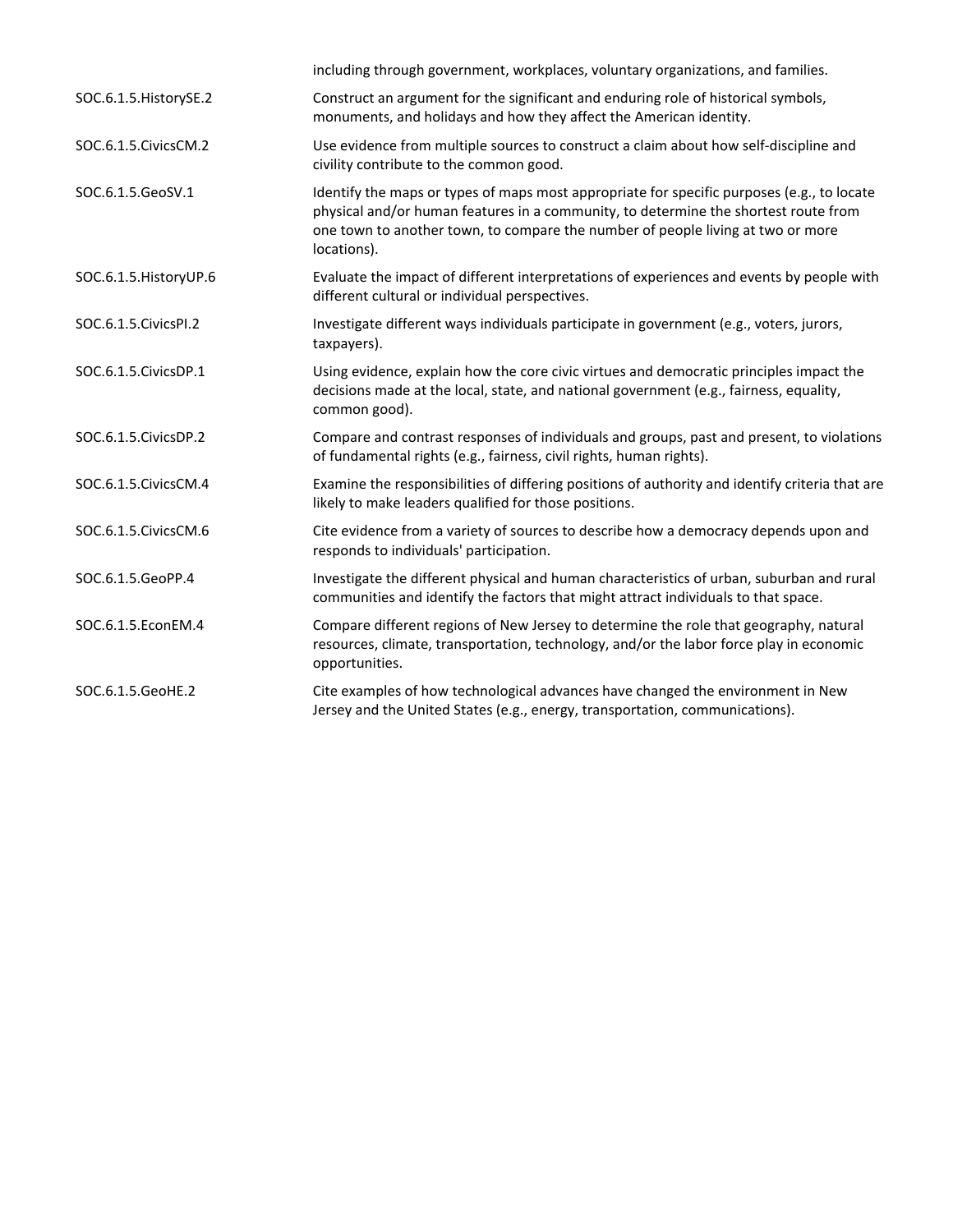| | |
|---|---|
| | including through government, workplaces, voluntary organizations, and families. |
| SOC.6.1.5.HistorySE.2 | Construct an argument for the significant and enduring role of historical symbols, monuments, and holidays and how they affect the American identity. |
| SOC.6.1.5.CivicsCM.2 | Use evidence from multiple sources to construct a claim about how self-discipline and civility contribute to the common good. |
| SOC.6.1.5.GeoSV.1 | Identify the maps or types of maps most appropriate for specific purposes (e.g., to locate physical and/or human features in a community, to determine the shortest route from one town to another town, to compare the number of people living at two or more locations). |
| SOC.6.1.5.HistoryUP.6 | Evaluate the impact of different interpretations of experiences and events by people with different cultural or individual perspectives. |
| SOC.6.1.5.CivicsPI.2 | Investigate different ways individuals participate in government (e.g., voters, jurors, taxpayers). |
| SOC.6.1.5.CivicsDP.1 | Using evidence, explain how the core civic virtues and democratic principles impact the decisions made at the local, state, and national government (e.g., fairness, equality, common good). |
| SOC.6.1.5.CivicsDP.2 | Compare and contrast responses of individuals and groups, past and present, to violations of fundamental rights (e.g., fairness, civil rights, human rights). |
| SOC.6.1.5.CivicsCM.4 | Examine the responsibilities of differing positions of authority and identify criteria that are likely to make leaders qualified for those positions. |
| SOC.6.1.5.CivicsCM.6 | Cite evidence from a variety of sources to describe how a democracy depends upon and responds to individuals' participation. |
| SOC.6.1.5.GeoPP.4 | Investigate the different physical and human characteristics of urban, suburban and rural communities and identify the factors that might attract individuals to that space. |
| SOC.6.1.5.EconEM.4 | Compare different regions of New Jersey to determine the role that geography, natural resources, climate, transportation, technology, and/or the labor force play in economic opportunities. |
| SOC.6.1.5.GeoHE.2 | Cite examples of how technological advances have changed the environment in New Jersey and the United States (e.g., energy, transportation, communications). |